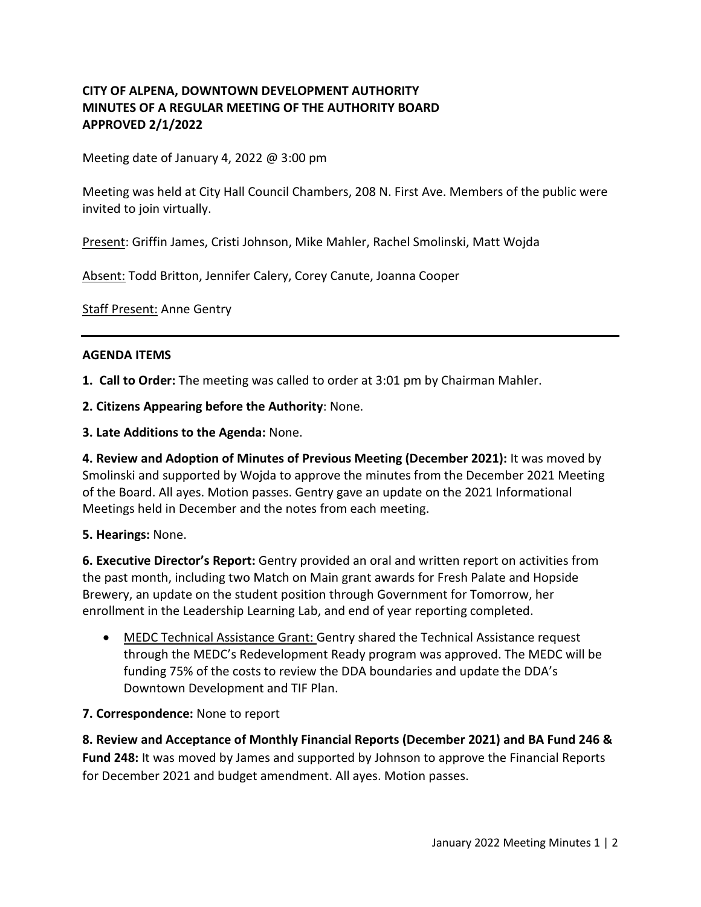**CITY OF ALPENA, DOWNTOWN DEVELOPMENT AUTHORITY**
**MINUTES OF A REGULAR MEETING OF THE AUTHORITY BOARD**
**APPROVED 2/1/2022**

Meeting date of January 4, 2022 @ 3:00 pm

Meeting was held at City Hall Council Chambers, 208 N. First Ave. Members of the public were invited to join virtually.

Present: Griffin James, Cristi Johnson, Mike Mahler, Rachel Smolinski, Matt Wojda

Absent: Todd Britton, Jennifer Calery, Corey Canute, Joanna Cooper

Staff Present: Anne Gentry

---

**AGENDA ITEMS**

**1. Call to Order:** The meeting was called to order at 3:01 pm by Chairman Mahler.

**2. Citizens Appearing before the Authority**: None.

**3. Late Additions to the Agenda:** None.

**4. Review and Adoption of Minutes of Previous Meeting (December 2021):** It was moved by Smolinski and supported by Wojda to approve the minutes from the December 2021 Meeting of the Board. All ayes. Motion passes. Gentry gave an update on the 2021 Informational Meetings held in December and the notes from each meeting.

**5. Hearings:** None.

**6. Executive Director's Report:** Gentry provided an oral and written report on activities from the past month, including two Match on Main grant awards for Fresh Palate and Hopside Brewery, an update on the student position through Government for Tomorrow, her enrollment in the Leadership Learning Lab, and end of year reporting completed.

- MEDC Technical Assistance Grant: Gentry shared the Technical Assistance request through the MEDC's Redevelopment Ready program was approved. The MEDC will be funding 75% of the costs to review the DDA boundaries and update the DDA's Downtown Development and TIF Plan.

**7. Correspondence:** None to report

**8. Review and Acceptance of Monthly Financial Reports (December 2021) and BA Fund 246 & Fund 248:** It was moved by James and supported by Johnson to approve the Financial Reports for December 2021 and budget amendment. All ayes. Motion passes.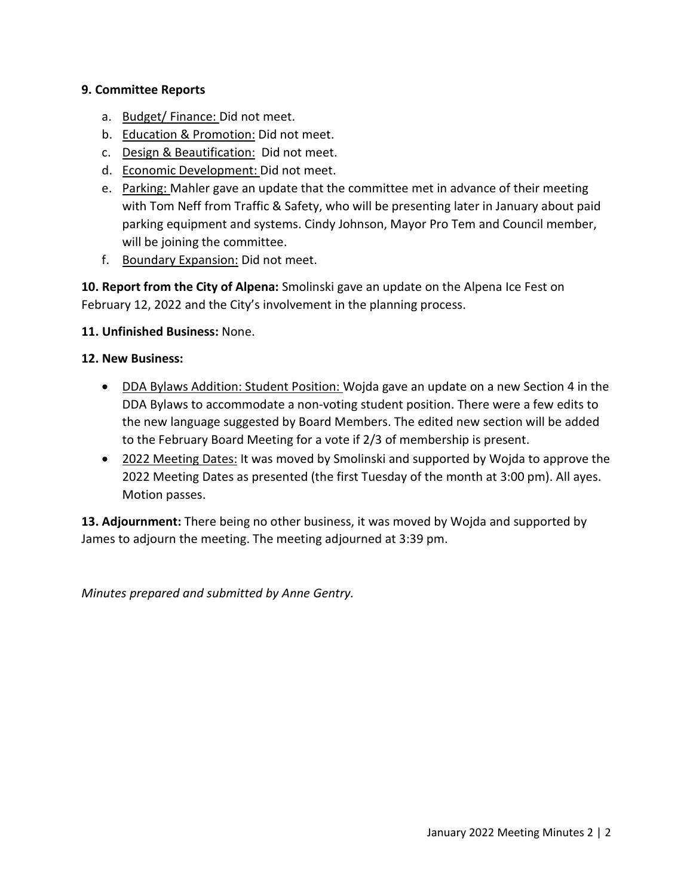**9. Committee Reports**

a. Budget/ Finance: Did not meet.
b. Education & Promotion: Did not meet.
c. Design & Beautification: Did not meet.
d. Economic Development: Did not meet.
e. Parking: Mahler gave an update that the committee met in advance of their meeting with Tom Neff from Traffic & Safety, who will be presenting later in January about paid parking equipment and systems. Cindy Johnson, Mayor Pro Tem and Council member, will be joining the committee.
f. Boundary Expansion: Did not meet.

**10. Report from the City of Alpena:** Smolinski gave an update on the Alpena Ice Fest on February 12, 2022 and the City's involvement in the planning process.

**11. Unfinished Business:** None.

**12. New Business:**

- DDA Bylaws Addition: Student Position: Wojda gave an update on a new Section 4 in the DDA Bylaws to accommodate a non-voting student position. There were a few edits to the new language suggested by Board Members. The edited new section will be added to the February Board Meeting for a vote if 2/3 of membership is present.
- 2022 Meeting Dates: It was moved by Smolinski and supported by Wojda to approve the 2022 Meeting Dates as presented (the first Tuesday of the month at 3:00 pm). All ayes. Motion passes.

**13. Adjournment:** There being no other business, it was moved by Wojda and supported by James to adjourn the meeting. The meeting adjourned at 3:39 pm.

*Minutes prepared and submitted by Anne Gentry.*